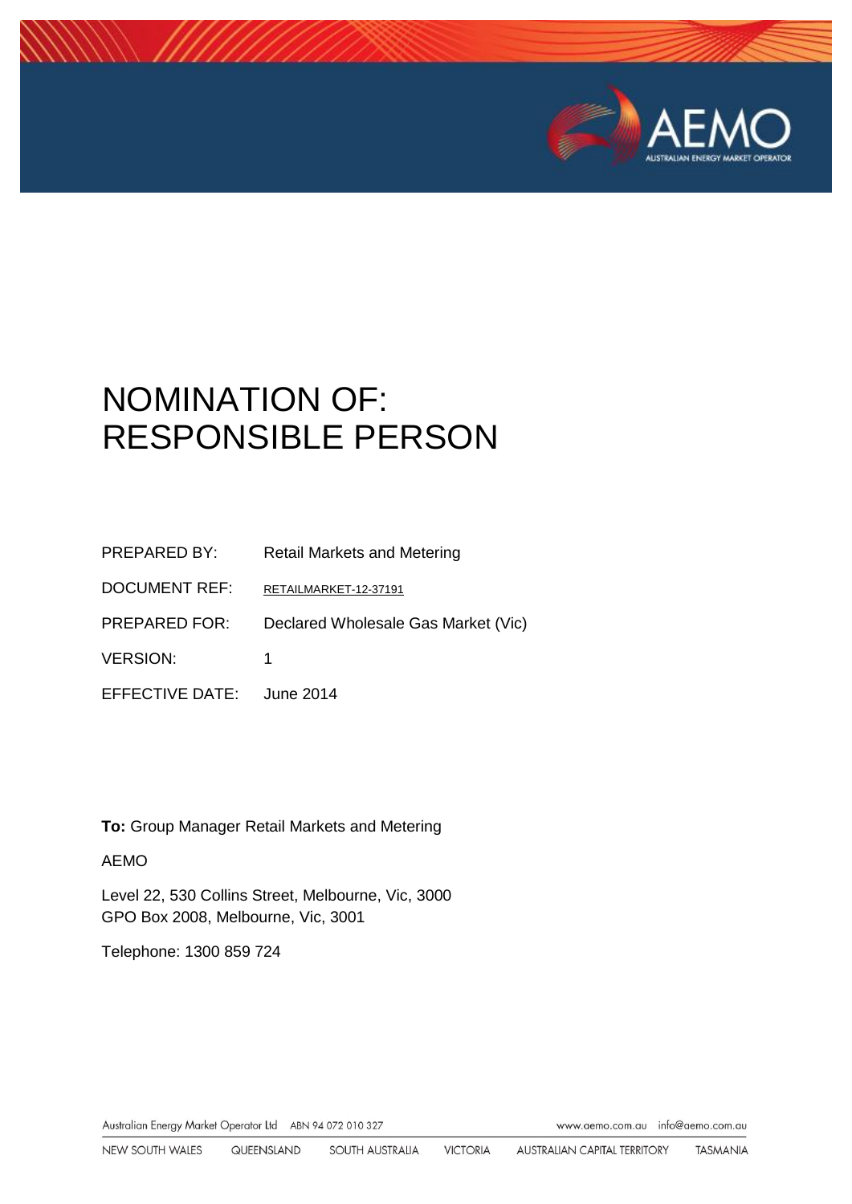# NOMINATION OF: RESPONSIBLE PERSON

| | |
|---|---|
| PREPARED BY: | Retail Markets and Metering |
| DOCUMENT REF: | RETAILMARKET-12-37191 |
| PREPARED FOR: | Declared Wholesale Gas Market (Vic) |
| VERSION: | 1 |
| EFFECTIVE DATE: | June 2014 |

**To:** Group Manager Retail Markets and Metering

AEMO

Level 22, 530 Collins Street, Melbourne, Vic, 3000
GPO Box 2008, Melbourne, Vic, 3001

Telephone: 1300 859 724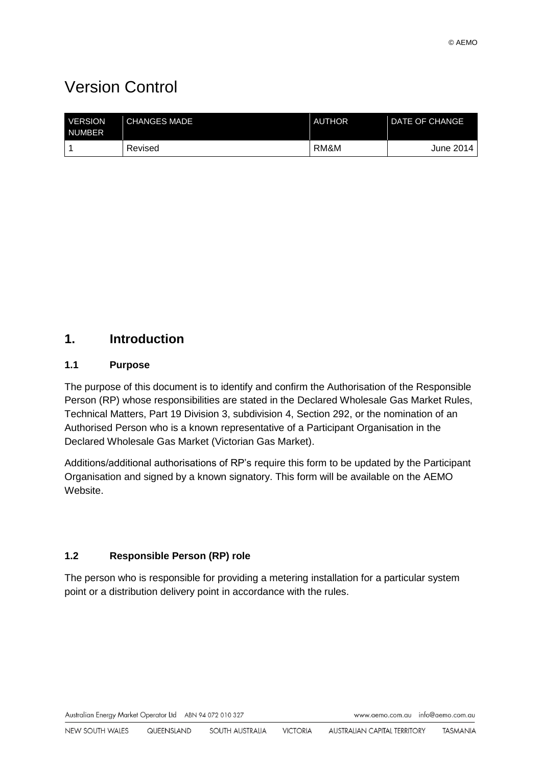# Version Control

| VERSION NUMBER | CHANGES MADE | AUTHOR | DATE OF CHANGE |
|---|---|---|---|
| 1 | Revised | RM&M | June 2014 |

## 1. Introduction

### 1.1 Purpose

The purpose of this document is to identify and confirm the Authorisation of the Responsible Person (RP) whose responsibilities are stated in the Declared Wholesale Gas Market Rules, Technical Matters, Part 19 Division 3, subdivision 4, Section 292, or the nomination of an Authorised Person who is a known representative of a Participant Organisation in the Declared Wholesale Gas Market (Victorian Gas Market).

Additions/additional authorisations of RP's require this form to be updated by the Participant Organisation and signed by a known signatory. This form will be available on the AEMO Website.

### 1.2 Responsible Person (RP) role

The person who is responsible for providing a metering installation for a particular system point or a distribution delivery point in accordance with the rules.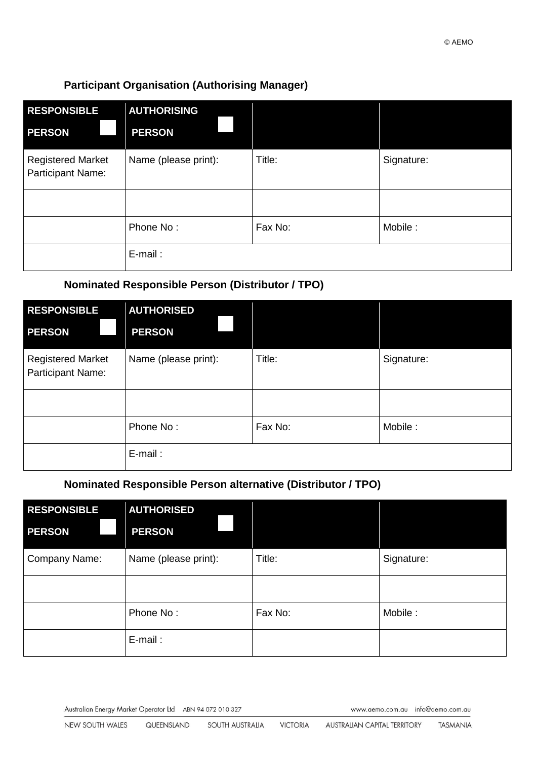### Participant Organisation (Authorising Manager)

| RESPONSIBLE PERSON ☐ | AUTHORISING PERSON ☐ | | |
|---|---|---|---|
| Registered Market Participant Name: | Name (please print): | Title: | Signature: |
| | | | |
| | Phone No : | Fax No: | Mobile : |
| | E-mail : | | |

### Nominated Responsible Person (Distributor / TPO)

| RESPONSIBLE PERSON ☐ | AUTHORISED PERSON ☐ | | |
|---|---|---|---|
| Registered Market Participant Name: | Name (please print): | Title: | Signature: |
| | | | |
| | Phone No : | Fax No: | Mobile : |
| | E-mail : | | |

### Nominated Responsible Person alternative (Distributor / TPO)

| RESPONSIBLE PERSON ☐ | AUTHORISED PERSON ☐ | | |
|---|---|---|---|
| Company Name: | Name (please print): | Title: | Signature: |
| | | | |
| | Phone No : | Fax No: | Mobile : |
| | E-mail : | | |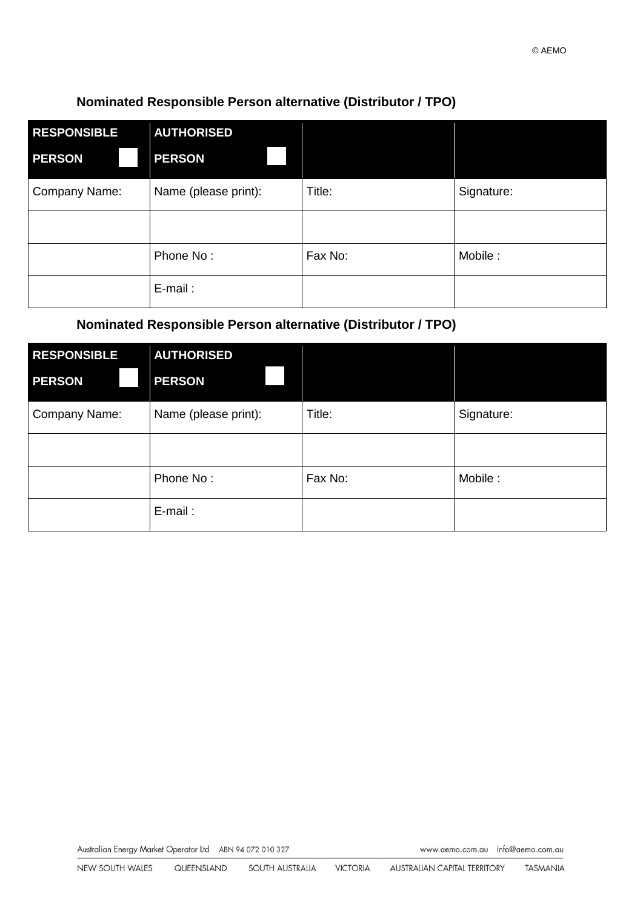**Nominated Responsible Person alternative (Distributor / TPO)**

| RESPONSIBLE PERSON ☐ | AUTHORISED PERSON ☐ | | |
|---|---|---|---|
| Company Name: | Name (please print): | Title: | Signature: |
| | | | |
| | Phone No : | Fax No: | Mobile : |
| | E-mail : | | |

**Nominated Responsible Person alternative (Distributor / TPO)**

| RESPONSIBLE PERSON ☐ | AUTHORISED PERSON ☐ | | |
|---|---|---|---|
| Company Name: | Name (please print): | Title: | Signature: |
| | | | |
| | Phone No : | Fax No: | Mobile : |
| | E-mail : | | |